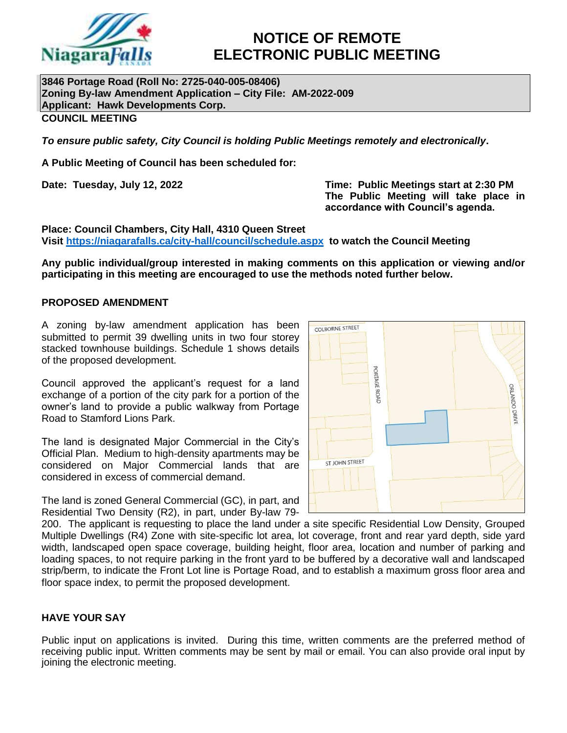# NOTICE OF REMOTE ELECTRONIC PUBLIC MEETING

**3846 Portage Road (Roll No: 2725-040-005-08406)**
**Zoning By-law Amendment Application – City File: AM-2022-009**
**Applicant: Hawk Developments Corp.**

**COUNCIL MEETING**

***To ensure public safety, City Council is holding Public Meetings remotely and electronically*.**

**A Public Meeting of Council has been scheduled for:**

**Date: Tuesday, July 12, 2022**

**Time: Public Meetings start at 2:30 PM**
**The Public Meeting will take place in accordance with Council's agenda.**

**Place: Council Chambers, City Hall, 4310 Queen Street**
**Visit https://niagarafalls.ca/city-hall/council/schedule.aspx to watch the Council Meeting**

**Any public individual/group interested in making comments on this application or viewing and/or participating in this meeting are encouraged to use the methods noted further below.**

## PROPOSED AMENDMENT

A zoning by-law amendment application has been submitted to permit 39 dwelling units in two four storey stacked townhouse buildings. Schedule 1 shows details of the proposed development.

Council approved the applicant's request for a land exchange of a portion of the city park for a portion of the owner's land to provide a public walkway from Portage Road to Stamford Lions Park.

The land is designated Major Commercial in the City's Official Plan. Medium to high-density apartments may be considered on Major Commercial lands that are considered in excess of commercial demand.

The land is zoned General Commercial (GC), in part, and Residential Two Density (R2), in part, under By-law 79-200. The applicant is requesting to place the land under a site specific Residential Low Density, Grouped Multiple Dwellings (R4) Zone with site-specific lot area, lot coverage, front and rear yard depth, side yard width, landscaped open space coverage, building height, floor area, location and number of parking and loading spaces, to not require parking in the front yard to be buffered by a decorative wall and landscaped strip/berm, to indicate the Front Lot line is Portage Road, and to establish a maximum gross floor area and floor space index, to permit the proposed development.

## HAVE YOUR SAY

Public input on applications is invited. During this time, written comments are the preferred method of receiving public input. Written comments may be sent by mail or email. You can also provide oral input by joining the electronic meeting.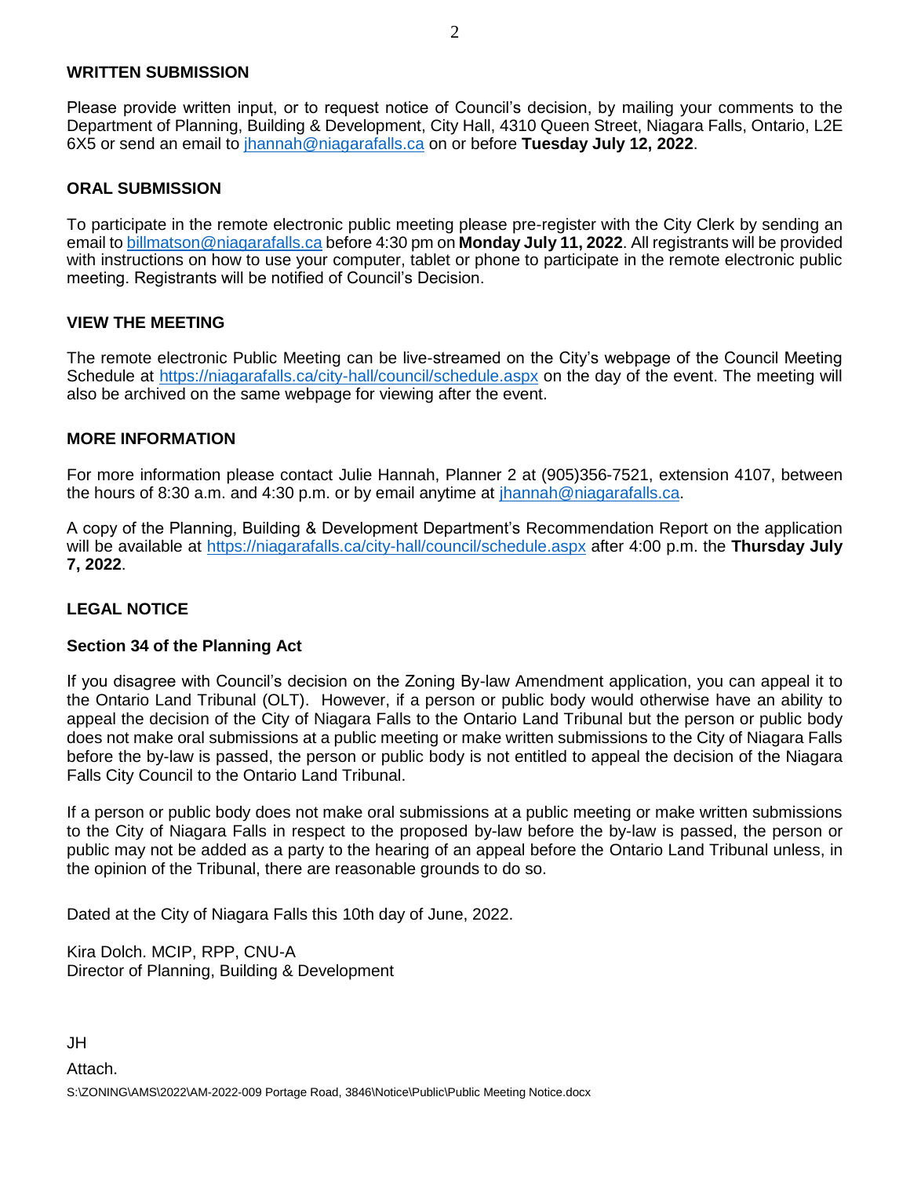## WRITTEN SUBMISSION

Please provide written input, or to request notice of Council's decision, by mailing your comments to the Department of Planning, Building & Development, City Hall, 4310 Queen Street, Niagara Falls, Ontario, L2E 6X5 or send an email to jhannah@niagarafalls.ca on or before **Tuesday July 12, 2022**.

## ORAL SUBMISSION

To participate in the remote electronic public meeting please pre-register with the City Clerk by sending an email to billmatson@niagarafalls.ca before 4:30 pm on **Monday July 11, 2022**. All registrants will be provided with instructions on how to use your computer, tablet or phone to participate in the remote electronic public meeting. Registrants will be notified of Council's Decision.

## VIEW THE MEETING

The remote electronic Public Meeting can be live-streamed on the City's webpage of the Council Meeting Schedule at https://niagarafalls.ca/city-hall/council/schedule.aspx on the day of the event. The meeting will also be archived on the same webpage for viewing after the event.

## MORE INFORMATION

For more information please contact Julie Hannah, Planner 2 at (905)356-7521, extension 4107, between the hours of 8:30 a.m. and 4:30 p.m. or by email anytime at jhannah@niagarafalls.ca.

A copy of the Planning, Building & Development Department's Recommendation Report on the application will be available at https://niagarafalls.ca/city-hall/council/schedule.aspx after 4:00 p.m. the **Thursday July 7, 2022**.

## LEGAL NOTICE

### Section 34 of the Planning Act

If you disagree with Council's decision on the Zoning By-law Amendment application, you can appeal it to the Ontario Land Tribunal (OLT). However, if a person or public body would otherwise have an ability to appeal the decision of the City of Niagara Falls to the Ontario Land Tribunal but the person or public body does not make oral submissions at a public meeting or make written submissions to the City of Niagara Falls before the by-law is passed, the person or public body is not entitled to appeal the decision of the Niagara Falls City Council to the Ontario Land Tribunal.

If a person or public body does not make oral submissions at a public meeting or make written submissions to the City of Niagara Falls in respect to the proposed by-law before the by-law is passed, the person or public may not be added as a party to the hearing of an appeal before the Ontario Land Tribunal unless, in the opinion of the Tribunal, there are reasonable grounds to do so.

Dated at the City of Niagara Falls this 10th day of June, 2022.

Kira Dolch. MCIP, RPP, CNU-A
Director of Planning, Building & Development

JH

Attach.

S:\ZONING\AMS\2022\AM-2022-009 Portage Road, 3846\Notice\Public\Public Meeting Notice.docx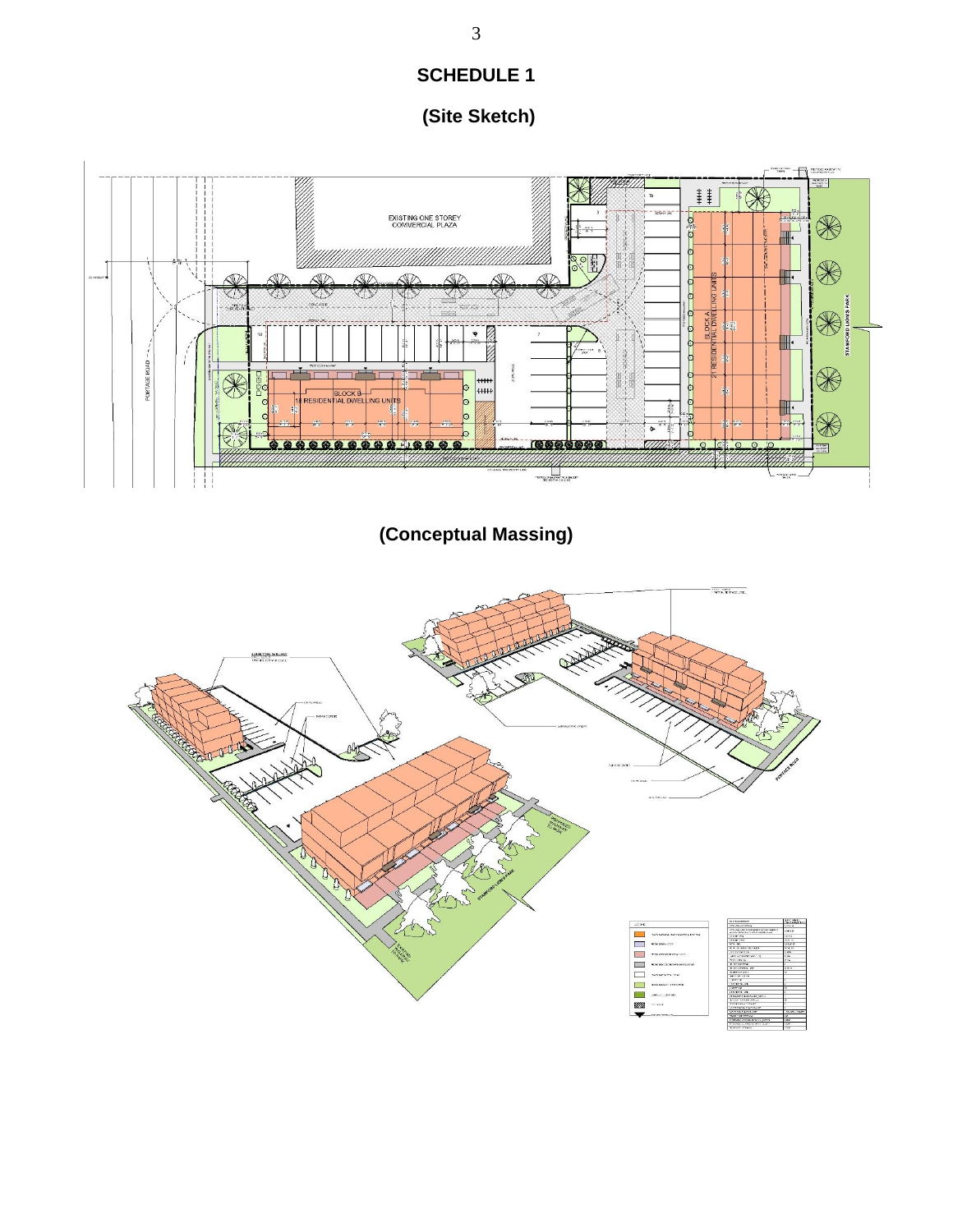# SCHEDULE 1

## (Site Sketch)

EXISTING ONE STOREY COMMERCIAL PLAZA

PORTAGE ROAD

BLOCK B
18 RESIDENTIAL DWELLING UNITS

BLOCK A
21 RESIDENTIAL DWELLING UNITS

STAMFORD LIONS PARK

## (Conceptual Massing)